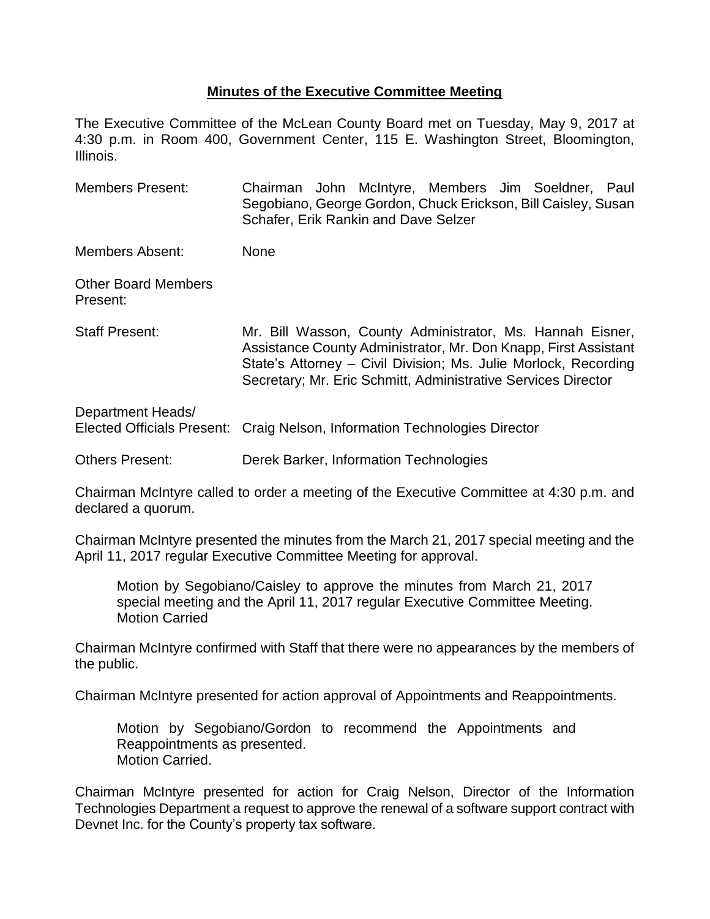# Minutes of the Executive Committee Meeting

The Executive Committee of the McLean County Board met on Tuesday, May 9, 2017 at 4:30 p.m. in Room 400, Government Center, 115 E. Washington Street, Bloomington, Illinois.

| | |
|---|---|
| Members Present: | Chairman John McIntyre, Members Jim Soeldner, Paul Segobiano, George Gordon, Chuck Erickson, Bill Caisley, Susan Schafer, Erik Rankin and Dave Selzer |
| Members Absent: | None |
| Other Board Members Present: | |
| Staff Present: | Mr. Bill Wasson, County Administrator, Ms. Hannah Eisner, Assistance County Administrator, Mr. Don Knapp, First Assistant State's Attorney – Civil Division; Ms. Julie Morlock, Recording Secretary; Mr. Eric Schmitt, Administrative Services Director |
| Department Heads/ Elected Officials Present: | Craig Nelson, Information Technologies Director |
| Others Present: | Derek Barker, Information Technologies |

Chairman McIntyre called to order a meeting of the Executive Committee at 4:30 p.m. and declared a quorum.

Chairman McIntyre presented the minutes from the March 21, 2017 special meeting and the April 11, 2017 regular Executive Committee Meeting for approval.

> Motion by Segobiano/Caisley to approve the minutes from March 21, 2017 special meeting and the April 11, 2017 regular Executive Committee Meeting.
> Motion Carried

Chairman McIntyre confirmed with Staff that there were no appearances by the members of the public.

Chairman McIntyre presented for action approval of Appointments and Reappointments.

> Motion by Segobiano/Gordon to recommend the Appointments and Reappointments as presented.
> Motion Carried.

Chairman McIntyre presented for action for Craig Nelson, Director of the Information Technologies Department a request to approve the renewal of a software support contract with Devnet Inc. for the County's property tax software.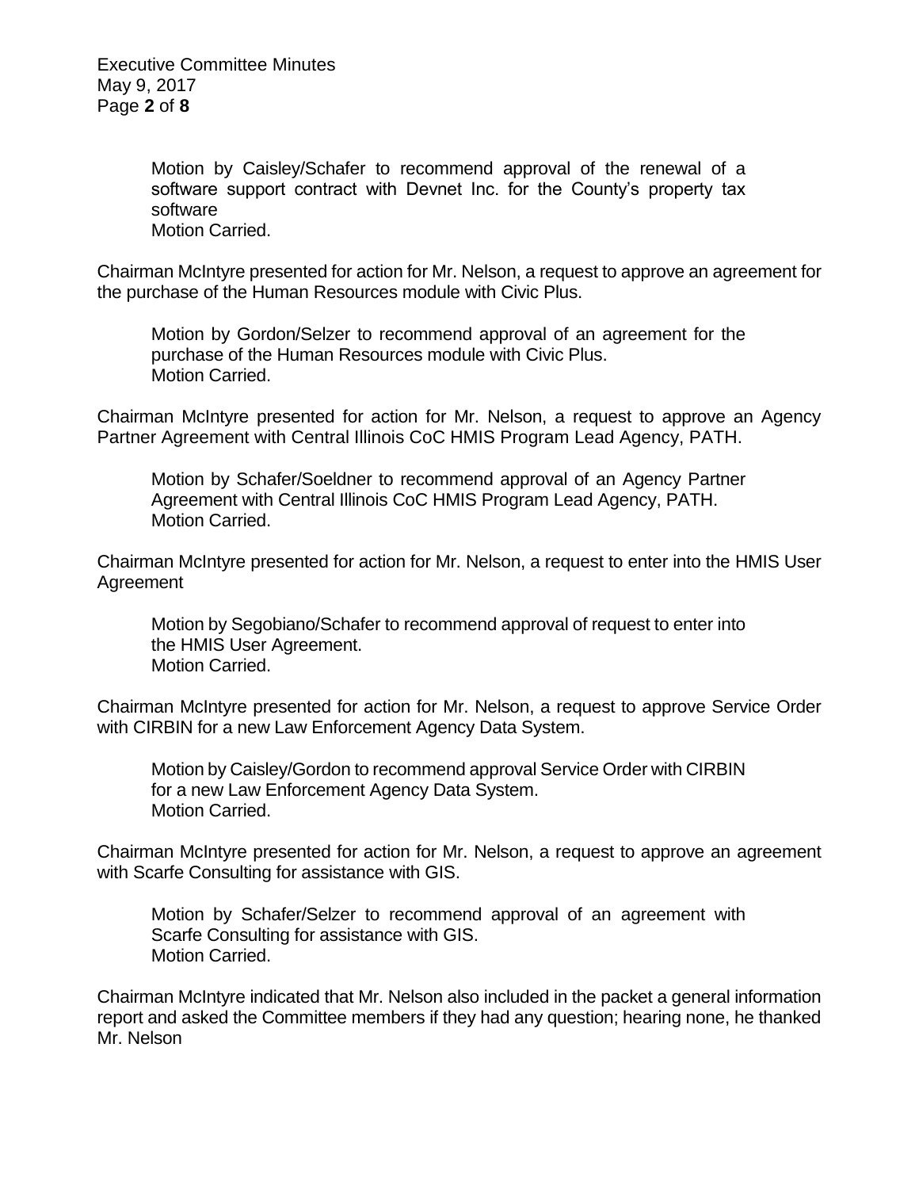Motion by Caisley/Schafer to recommend approval of the renewal of a software support contract with Devnet Inc. for the County's property tax software
Motion Carried.

Chairman McIntyre presented for action for Mr. Nelson, a request to approve an agreement for the purchase of the Human Resources module with Civic Plus.

Motion by Gordon/Selzer to recommend approval of an agreement for the purchase of the Human Resources module with Civic Plus.
Motion Carried.

Chairman McIntyre presented for action for Mr. Nelson, a request to approve an Agency Partner Agreement with Central Illinois CoC HMIS Program Lead Agency, PATH.

Motion by Schafer/Soeldner to recommend approval of an Agency Partner Agreement with Central Illinois CoC HMIS Program Lead Agency, PATH.
Motion Carried.

Chairman McIntyre presented for action for Mr. Nelson, a request to enter into the HMIS User Agreement

Motion by Segobiano/Schafer to recommend approval of request to enter into the HMIS User Agreement.
Motion Carried.

Chairman McIntyre presented for action for Mr. Nelson, a request to approve Service Order with CIRBIN for a new Law Enforcement Agency Data System.

Motion by Caisley/Gordon to recommend approval Service Order with CIRBIN for a new Law Enforcement Agency Data System.
Motion Carried.

Chairman McIntyre presented for action for Mr. Nelson, a request to approve an agreement with Scarfe Consulting for assistance with GIS.

Motion by Schafer/Selzer to recommend approval of an agreement with Scarfe Consulting for assistance with GIS.
Motion Carried.

Chairman McIntyre indicated that Mr. Nelson also included in the packet a general information report and asked the Committee members if they had any question; hearing none, he thanked Mr. Nelson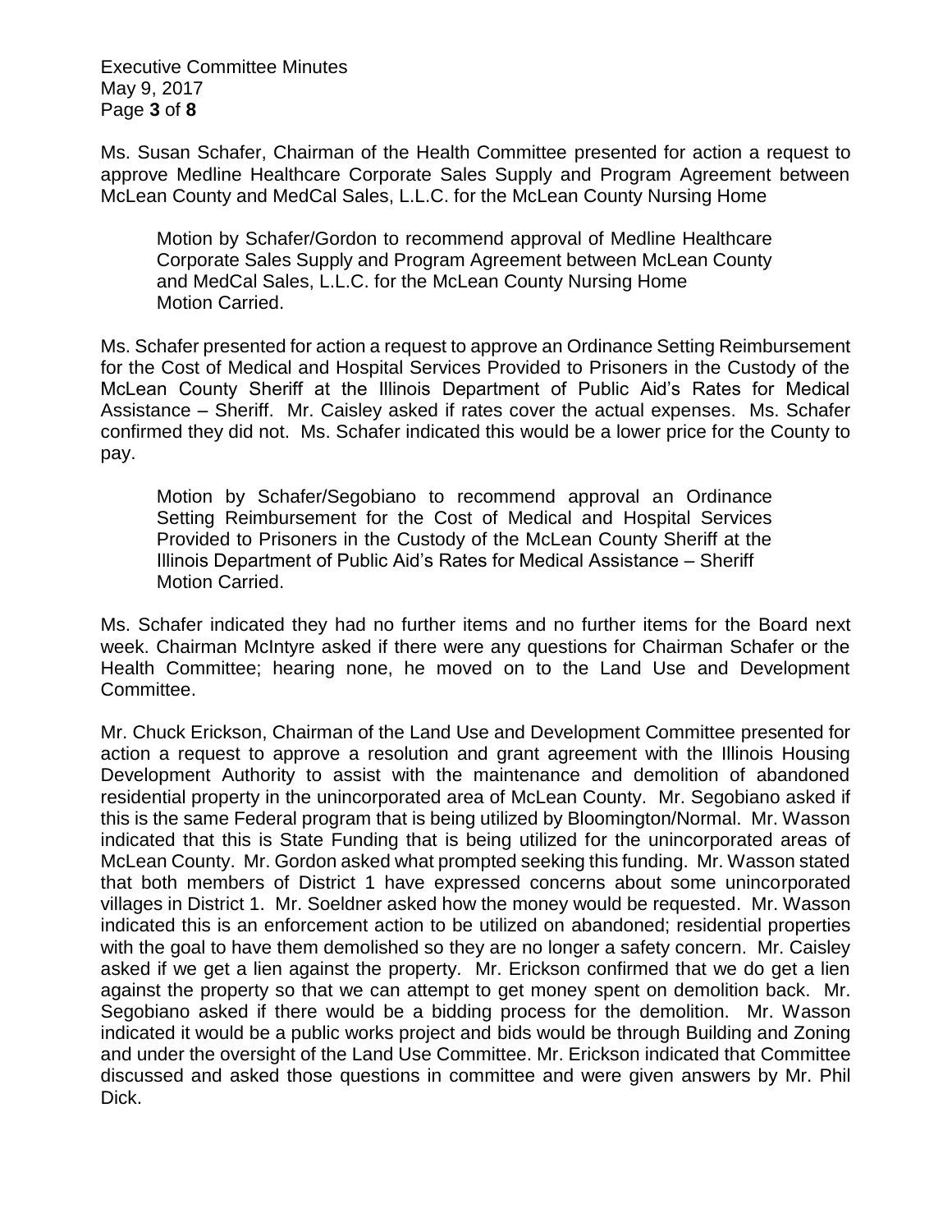Ms. Susan Schafer, Chairman of the Health Committee presented for action a request to approve Medline Healthcare Corporate Sales Supply and Program Agreement between McLean County and MedCal Sales, L.L.C. for the McLean County Nursing Home

> Motion by Schafer/Gordon to recommend approval of Medline Healthcare Corporate Sales Supply and Program Agreement between McLean County and MedCal Sales, L.L.C. for the McLean County Nursing Home
> Motion Carried.

Ms. Schafer presented for action a request to approve an Ordinance Setting Reimbursement for the Cost of Medical and Hospital Services Provided to Prisoners in the Custody of the McLean County Sheriff at the Illinois Department of Public Aid's Rates for Medical Assistance – Sheriff. Mr. Caisley asked if rates cover the actual expenses. Ms. Schafer confirmed they did not. Ms. Schafer indicated this would be a lower price for the County to pay.

> Motion by Schafer/Segobiano to recommend approval an Ordinance Setting Reimbursement for the Cost of Medical and Hospital Services Provided to Prisoners in the Custody of the McLean County Sheriff at the Illinois Department of Public Aid's Rates for Medical Assistance – Sheriff
> Motion Carried.

Ms. Schafer indicated they had no further items and no further items for the Board next week. Chairman McIntyre asked if there were any questions for Chairman Schafer or the Health Committee; hearing none, he moved on to the Land Use and Development Committee.

Mr. Chuck Erickson, Chairman of the Land Use and Development Committee presented for action a request to approve a resolution and grant agreement with the Illinois Housing Development Authority to assist with the maintenance and demolition of abandoned residential property in the unincorporated area of McLean County. Mr. Segobiano asked if this is the same Federal program that is being utilized by Bloomington/Normal. Mr. Wasson indicated that this is State Funding that is being utilized for the unincorporated areas of McLean County. Mr. Gordon asked what prompted seeking this funding. Mr. Wasson stated that both members of District 1 have expressed concerns about some unincorporated villages in District 1. Mr. Soeldner asked how the money would be requested. Mr. Wasson indicated this is an enforcement action to be utilized on abandoned; residential properties with the goal to have them demolished so they are no longer a safety concern. Mr. Caisley asked if we get a lien against the property. Mr. Erickson confirmed that we do get a lien against the property so that we can attempt to get money spent on demolition back. Mr. Segobiano asked if there would be a bidding process for the demolition. Mr. Wasson indicated it would be a public works project and bids would be through Building and Zoning and under the oversight of the Land Use Committee. Mr. Erickson indicated that Committee discussed and asked those questions in committee and were given answers by Mr. Phil Dick.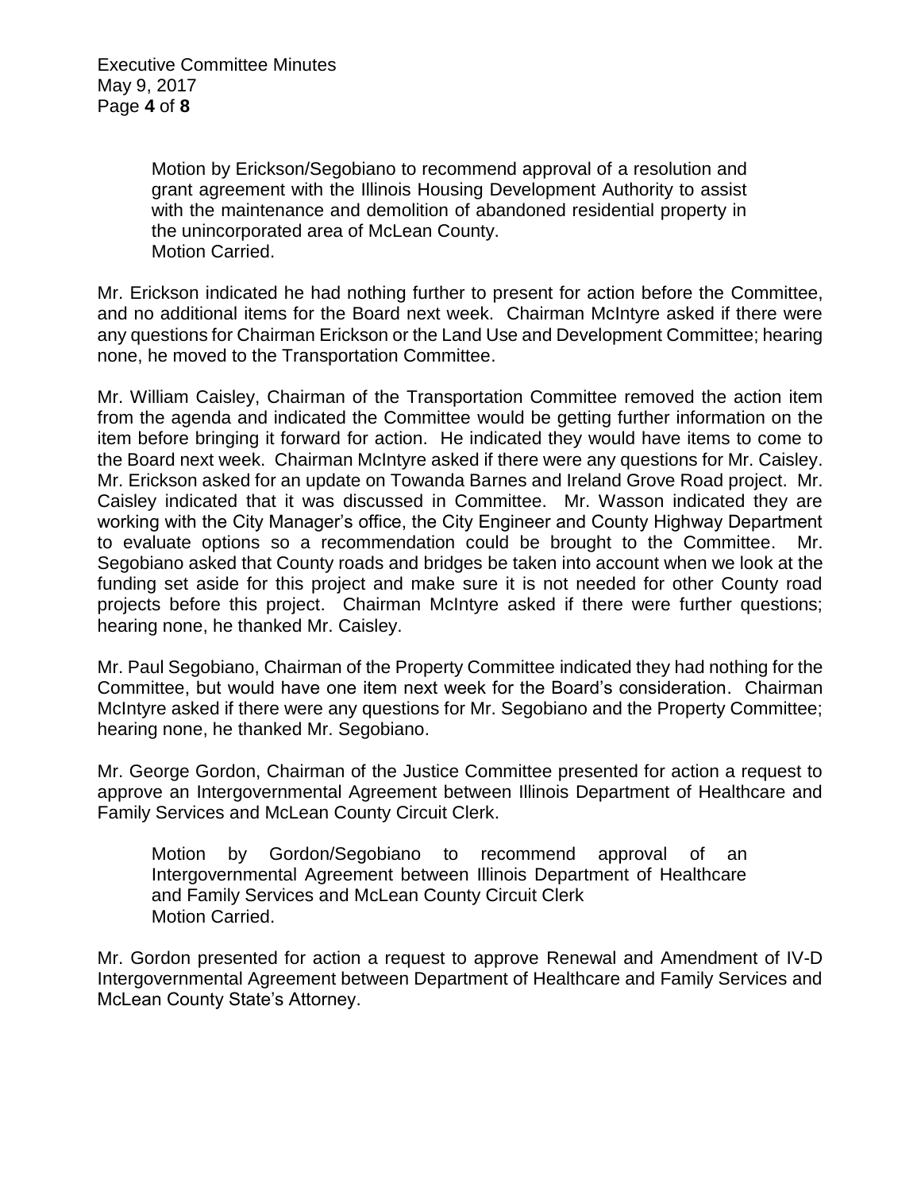Motion by Erickson/Segobiano to recommend approval of a resolution and grant agreement with the Illinois Housing Development Authority to assist with the maintenance and demolition of abandoned residential property in the unincorporated area of McLean County.
Motion Carried.

Mr. Erickson indicated he had nothing further to present for action before the Committee, and no additional items for the Board next week. Chairman McIntyre asked if there were any questions for Chairman Erickson or the Land Use and Development Committee; hearing none, he moved to the Transportation Committee.

Mr. William Caisley, Chairman of the Transportation Committee removed the action item from the agenda and indicated the Committee would be getting further information on the item before bringing it forward for action. He indicated they would have items to come to the Board next week. Chairman McIntyre asked if there were any questions for Mr. Caisley. Mr. Erickson asked for an update on Towanda Barnes and Ireland Grove Road project. Mr. Caisley indicated that it was discussed in Committee. Mr. Wasson indicated they are working with the City Manager's office, the City Engineer and County Highway Department to evaluate options so a recommendation could be brought to the Committee. Mr. Segobiano asked that County roads and bridges be taken into account when we look at the funding set aside for this project and make sure it is not needed for other County road projects before this project. Chairman McIntyre asked if there were further questions; hearing none, he thanked Mr. Caisley.

Mr. Paul Segobiano, Chairman of the Property Committee indicated they had nothing for the Committee, but would have one item next week for the Board's consideration. Chairman McIntyre asked if there were any questions for Mr. Segobiano and the Property Committee; hearing none, he thanked Mr. Segobiano.

Mr. George Gordon, Chairman of the Justice Committee presented for action a request to approve an Intergovernmental Agreement between Illinois Department of Healthcare and Family Services and McLean County Circuit Clerk.

Motion by Gordon/Segobiano to recommend approval of an Intergovernmental Agreement between Illinois Department of Healthcare and Family Services and McLean County Circuit Clerk
Motion Carried.

Mr. Gordon presented for action a request to approve Renewal and Amendment of IV-D Intergovernmental Agreement between Department of Healthcare and Family Services and McLean County State's Attorney.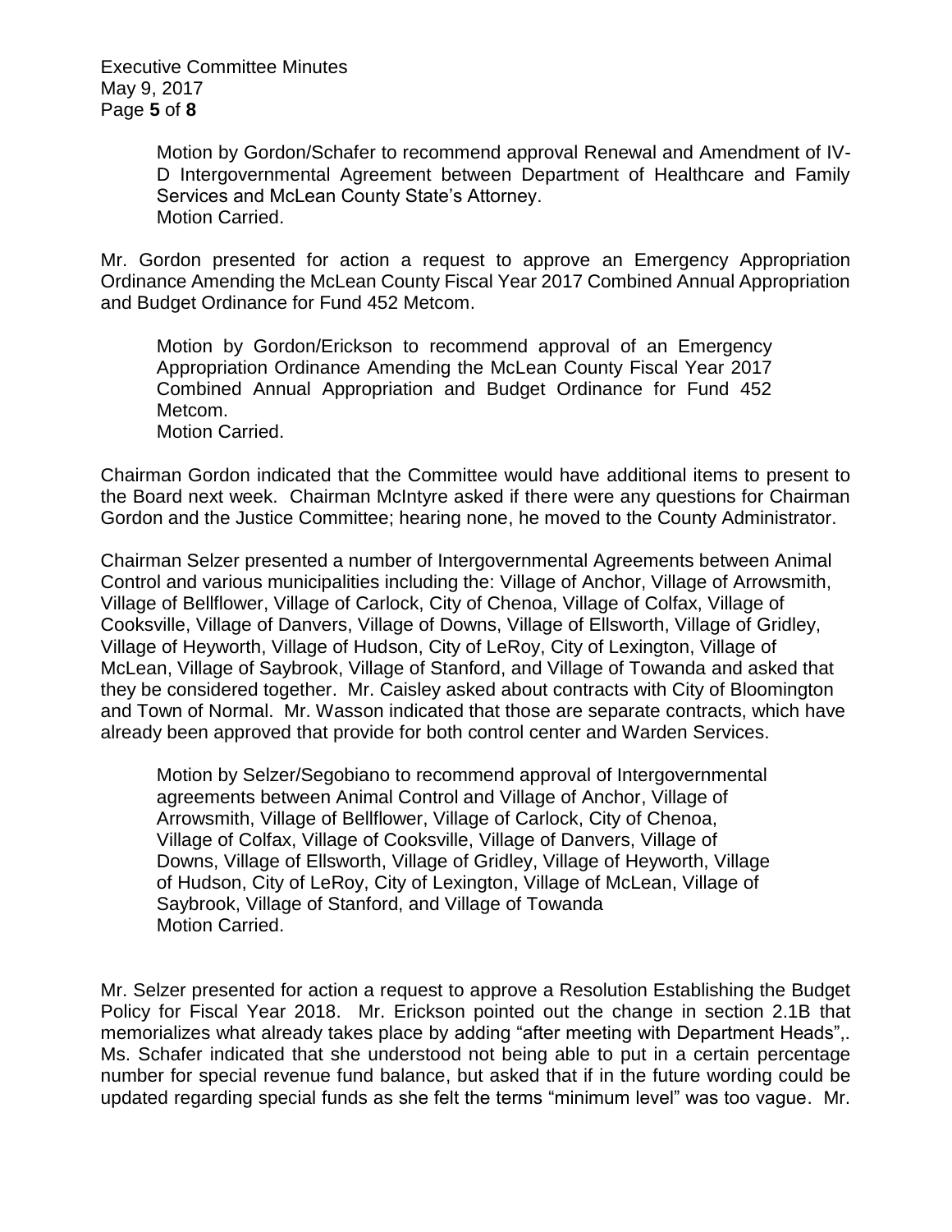Motion by Gordon/Schafer to recommend approval Renewal and Amendment of IV-D Intergovernmental Agreement between Department of Healthcare and Family Services and McLean County State's Attorney.
Motion Carried.

Mr. Gordon presented for action a request to approve an Emergency Appropriation Ordinance Amending the McLean County Fiscal Year 2017 Combined Annual Appropriation and Budget Ordinance for Fund 452 Metcom.

Motion by Gordon/Erickson to recommend approval of an Emergency Appropriation Ordinance Amending the McLean County Fiscal Year 2017 Combined Annual Appropriation and Budget Ordinance for Fund 452 Metcom.
Motion Carried.

Chairman Gordon indicated that the Committee would have additional items to present to the Board next week. Chairman McIntyre asked if there were any questions for Chairman Gordon and the Justice Committee; hearing none, he moved to the County Administrator.

Chairman Selzer presented a number of Intergovernmental Agreements between Animal Control and various municipalities including the: Village of Anchor, Village of Arrowsmith, Village of Bellflower, Village of Carlock, City of Chenoa, Village of Colfax, Village of Cooksville, Village of Danvers, Village of Downs, Village of Ellsworth, Village of Gridley, Village of Heyworth, Village of Hudson, City of LeRoy, City of Lexington, Village of McLean, Village of Saybrook, Village of Stanford, and Village of Towanda and asked that they be considered together. Mr. Caisley asked about contracts with City of Bloomington and Town of Normal. Mr. Wasson indicated that those are separate contracts, which have already been approved that provide for both control center and Warden Services.

Motion by Selzer/Segobiano to recommend approval of Intergovernmental agreements between Animal Control and Village of Anchor, Village of Arrowsmith, Village of Bellflower, Village of Carlock, City of Chenoa, Village of Colfax, Village of Cooksville, Village of Danvers, Village of Downs, Village of Ellsworth, Village of Gridley, Village of Heyworth, Village of Hudson, City of LeRoy, City of Lexington, Village of McLean, Village of Saybrook, Village of Stanford, and Village of Towanda
Motion Carried.

Mr. Selzer presented for action a request to approve a Resolution Establishing the Budget Policy for Fiscal Year 2018. Mr. Erickson pointed out the change in section 2.1B that memorializes what already takes place by adding "after meeting with Department Heads",. Ms. Schafer indicated that she understood not being able to put in a certain percentage number for special revenue fund balance, but asked that if in the future wording could be updated regarding special funds as she felt the terms "minimum level" was too vague. Mr.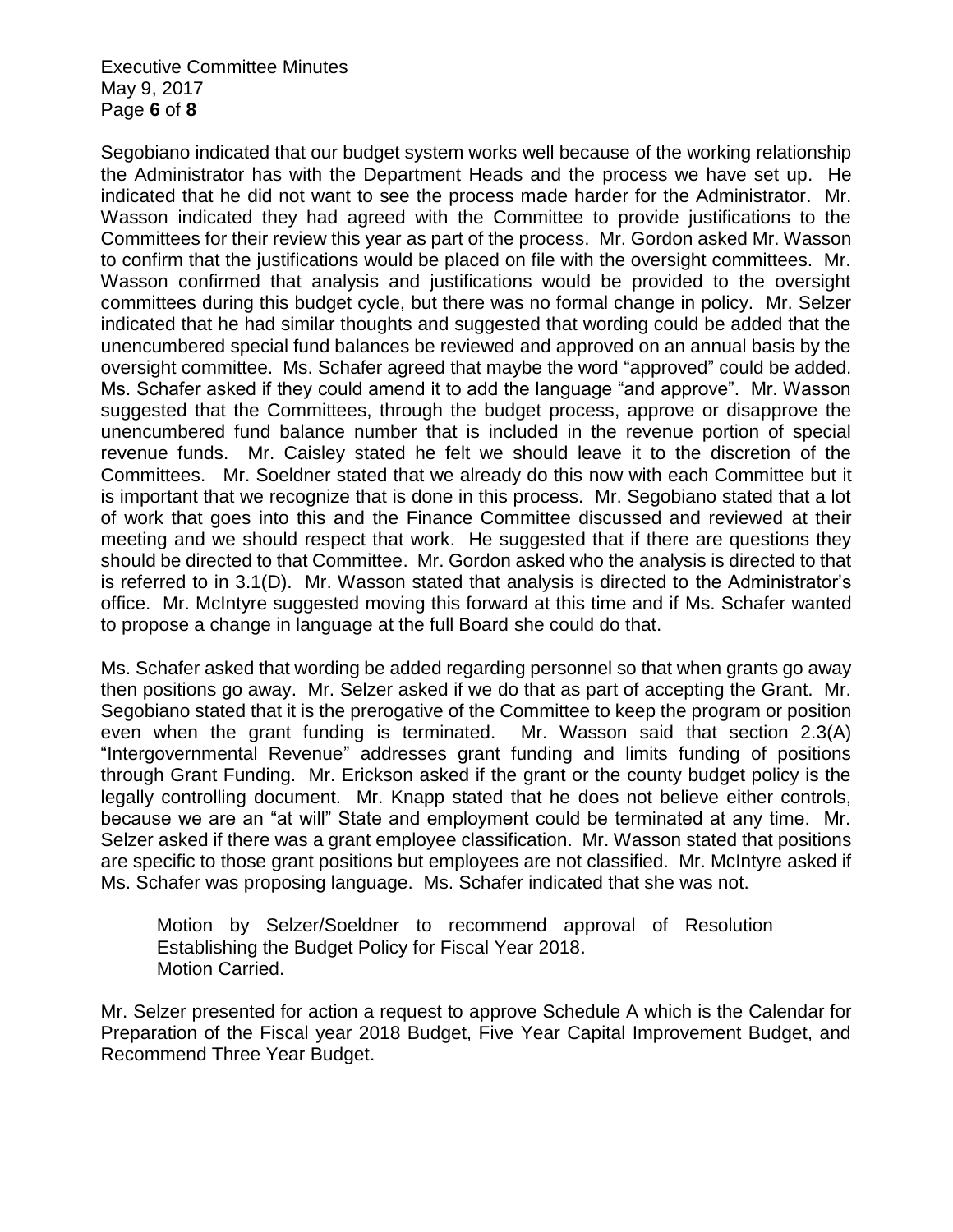Segobiano indicated that our budget system works well because of the working relationship the Administrator has with the Department Heads and the process we have set up. He indicated that he did not want to see the process made harder for the Administrator. Mr. Wasson indicated they had agreed with the Committee to provide justifications to the Committees for their review this year as part of the process. Mr. Gordon asked Mr. Wasson to confirm that the justifications would be placed on file with the oversight committees. Mr. Wasson confirmed that analysis and justifications would be provided to the oversight committees during this budget cycle, but there was no formal change in policy. Mr. Selzer indicated that he had similar thoughts and suggested that wording could be added that the unencumbered special fund balances be reviewed and approved on an annual basis by the oversight committee. Ms. Schafer agreed that maybe the word "approved" could be added. Ms. Schafer asked if they could amend it to add the language "and approve". Mr. Wasson suggested that the Committees, through the budget process, approve or disapprove the unencumbered fund balance number that is included in the revenue portion of special revenue funds. Mr. Caisley stated he felt we should leave it to the discretion of the Committees. Mr. Soeldner stated that we already do this now with each Committee but it is important that we recognize that is done in this process. Mr. Segobiano stated that a lot of work that goes into this and the Finance Committee discussed and reviewed at their meeting and we should respect that work. He suggested that if there are questions they should be directed to that Committee. Mr. Gordon asked who the analysis is directed to that is referred to in 3.1(D). Mr. Wasson stated that analysis is directed to the Administrator's office. Mr. McIntyre suggested moving this forward at this time and if Ms. Schafer wanted to propose a change in language at the full Board she could do that.

Ms. Schafer asked that wording be added regarding personnel so that when grants go away then positions go away. Mr. Selzer asked if we do that as part of accepting the Grant. Mr. Segobiano stated that it is the prerogative of the Committee to keep the program or position even when the grant funding is terminated. Mr. Wasson said that section 2.3(A) "Intergovernmental Revenue" addresses grant funding and limits funding of positions through Grant Funding. Mr. Erickson asked if the grant or the county budget policy is the legally controlling document. Mr. Knapp stated that he does not believe either controls, because we are an "at will" State and employment could be terminated at any time. Mr. Selzer asked if there was a grant employee classification. Mr. Wasson stated that positions are specific to those grant positions but employees are not classified. Mr. McIntyre asked if Ms. Schafer was proposing language. Ms. Schafer indicated that she was not.

> Motion by Selzer/Soeldner to recommend approval of Resolution Establishing the Budget Policy for Fiscal Year 2018.
> Motion Carried.

Mr. Selzer presented for action a request to approve Schedule A which is the Calendar for Preparation of the Fiscal year 2018 Budget, Five Year Capital Improvement Budget, and Recommend Three Year Budget.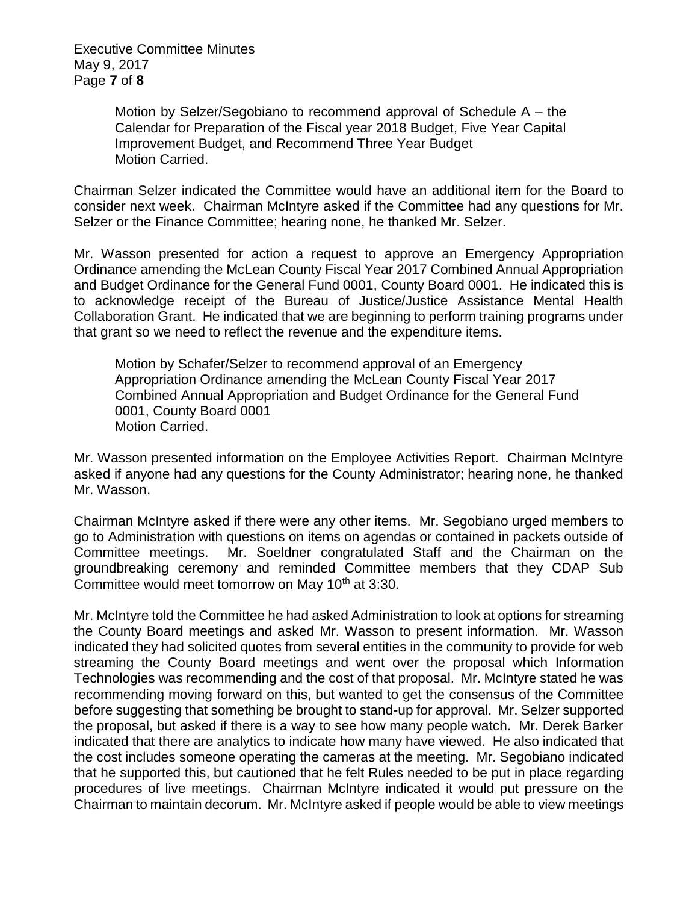Motion by Selzer/Segobiano to recommend approval of Schedule A – the Calendar for Preparation of the Fiscal year 2018 Budget, Five Year Capital Improvement Budget, and Recommend Three Year Budget
Motion Carried.

Chairman Selzer indicated the Committee would have an additional item for the Board to consider next week. Chairman McIntyre asked if the Committee had any questions for Mr. Selzer or the Finance Committee; hearing none, he thanked Mr. Selzer.

Mr. Wasson presented for action a request to approve an Emergency Appropriation Ordinance amending the McLean County Fiscal Year 2017 Combined Annual Appropriation and Budget Ordinance for the General Fund 0001, County Board 0001. He indicated this is to acknowledge receipt of the Bureau of Justice/Justice Assistance Mental Health Collaboration Grant. He indicated that we are beginning to perform training programs under that grant so we need to reflect the revenue and the expenditure items.

Motion by Schafer/Selzer to recommend approval of an Emergency Appropriation Ordinance amending the McLean County Fiscal Year 2017 Combined Annual Appropriation and Budget Ordinance for the General Fund 0001, County Board 0001
Motion Carried.

Mr. Wasson presented information on the Employee Activities Report. Chairman McIntyre asked if anyone had any questions for the County Administrator; hearing none, he thanked Mr. Wasson.

Chairman McIntyre asked if there were any other items. Mr. Segobiano urged members to go to Administration with questions on items on agendas or contained in packets outside of Committee meetings. Mr. Soeldner congratulated Staff and the Chairman on the groundbreaking ceremony and reminded Committee members that they CDAP Sub Committee would meet tomorrow on May 10th at 3:30.

Mr. McIntyre told the Committee he had asked Administration to look at options for streaming the County Board meetings and asked Mr. Wasson to present information. Mr. Wasson indicated they had solicited quotes from several entities in the community to provide for web streaming the County Board meetings and went over the proposal which Information Technologies was recommending and the cost of that proposal. Mr. McIntyre stated he was recommending moving forward on this, but wanted to get the consensus of the Committee before suggesting that something be brought to stand-up for approval. Mr. Selzer supported the proposal, but asked if there is a way to see how many people watch. Mr. Derek Barker indicated that there are analytics to indicate how many have viewed. He also indicated that the cost includes someone operating the cameras at the meeting. Mr. Segobiano indicated that he supported this, but cautioned that he felt Rules needed to be put in place regarding procedures of live meetings. Chairman McIntyre indicated it would put pressure on the Chairman to maintain decorum. Mr. McIntyre asked if people would be able to view meetings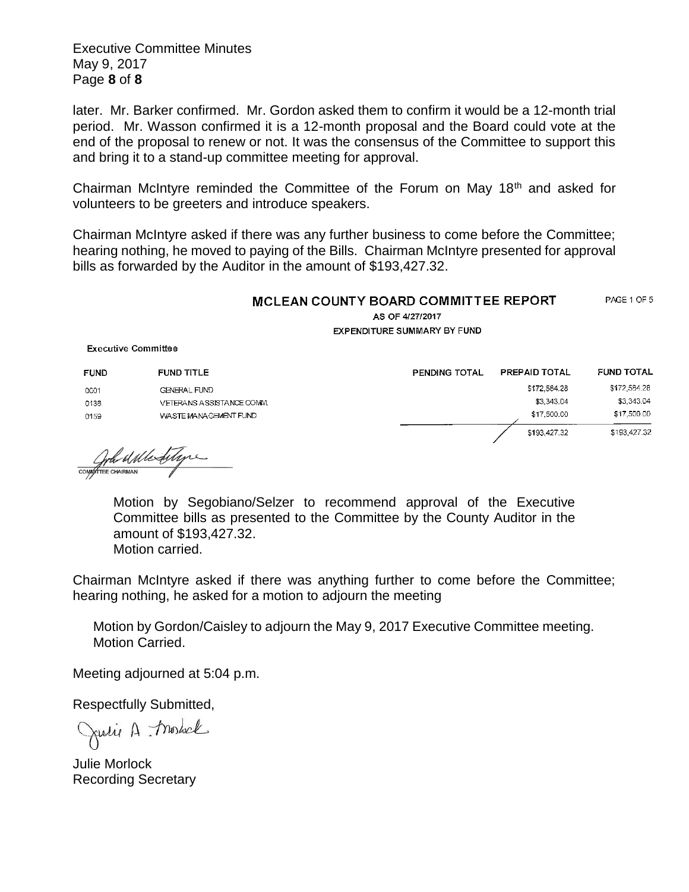later. Mr. Barker confirmed. Mr. Gordon asked them to confirm it would be a 12-month trial period. Mr. Wasson confirmed it is a 12-month proposal and the Board could vote at the end of the proposal to renew or not. It was the consensus of the Committee to support this and bring it to a stand-up committee meeting for approval.

Chairman McIntyre reminded the Committee of the Forum on May 18th and asked for volunteers to be greeters and introduce speakers.

Chairman McIntyre asked if there was any further business to come before the Committee; hearing nothing, he moved to paying of the Bills. Chairman McIntyre presented for approval bills as forwarded by the Auditor in the amount of $193,427.32.

**MCLEAN COUNTY BOARD COMMITTEE REPORT**

PAGE 1 OF 5

AS OF 4/27/2017

EXPENDITURE SUMMARY BY FUND

Executive Committee

| FUND | FUND TITLE | PENDING TOTAL | PREPAID TOTAL | FUND TOTAL |
|---|---|---|---|---|
| 0001 | GENERAL FUND | | $172,584.28 | $172,584.28 |
| 0136 | VETERANS ASSISTANCE COMM. | | $3,343.04 | $3,343.04 |
| 0159 | WASTE MANAGEMENT FUND | | $17,500.00 | $17,500.00 |
| | | | $193,427.32 | $193,427.32 |

COMMITTEE CHAIRMAN

> Motion by Segobiano/Selzer to recommend approval of the Executive Committee bills as presented to the Committee by the County Auditor in the amount of $193,427.32.
> Motion carried.

Chairman McIntyre asked if there was anything further to come before the Committee; hearing nothing, he asked for a motion to adjourn the meeting

> Motion by Gordon/Caisley to adjourn the May 9, 2017 Executive Committee meeting.
> Motion Carried.

Meeting adjourned at 5:04 p.m.

Respectfully Submitted,

Julie Morlock
Recording Secretary